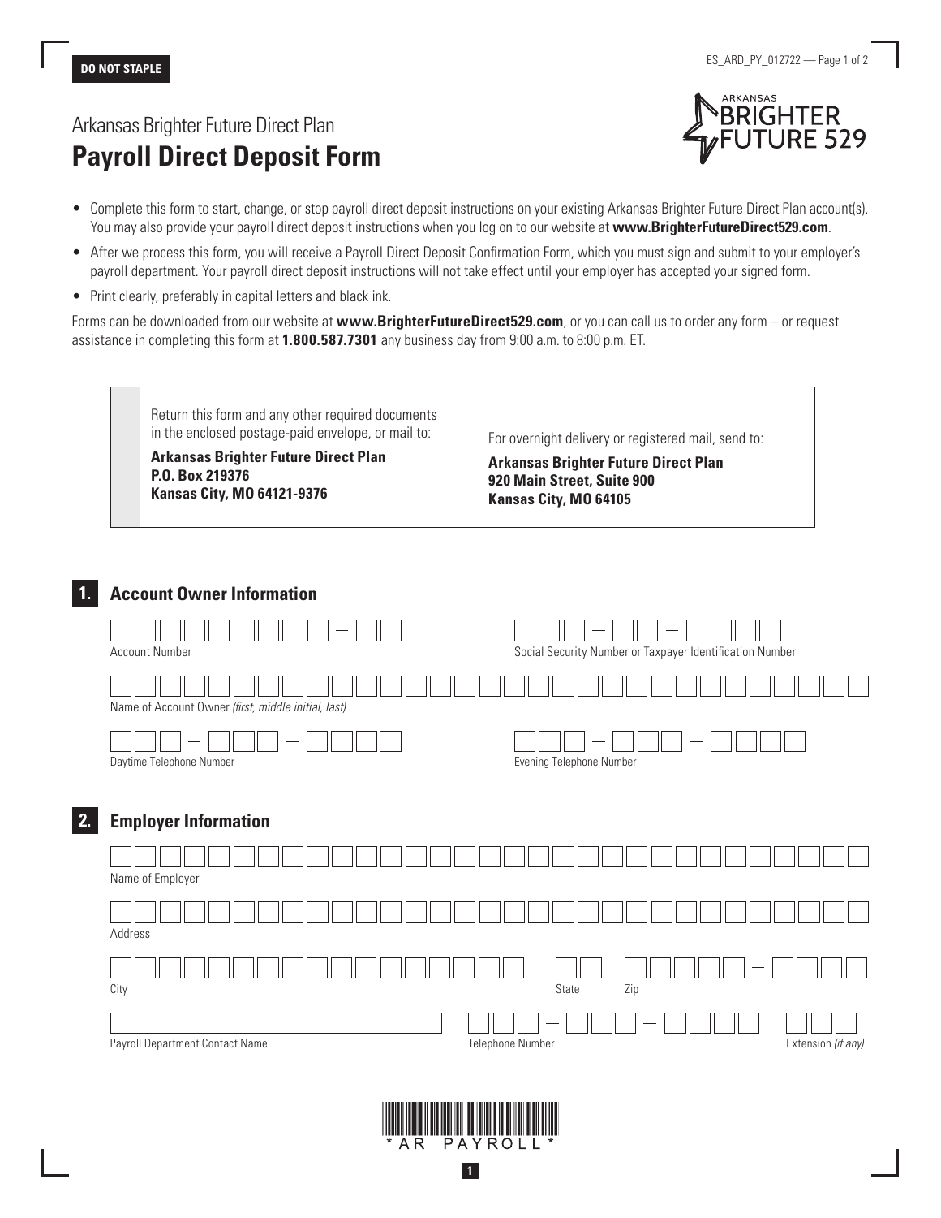**DO NOT STAPLE**

Arkansas Brighter Future Direct Plan

# Payroll Direct Deposit Form

- Complete this form to start, change, or stop payroll direct deposit instructions on your existing Arkansas Brighter Future Direct Plan account(s). You may also provide your payroll direct deposit instructions when you log on to our website at **www.BrighterFutureDirect529.com**.
- After we process this form, you will receive a Payroll Direct Deposit Confirmation Form, which you must sign and submit to your employer's payroll department. Your payroll direct deposit instructions will not take effect until your employer has accepted your signed form.
- Print clearly, preferably in capital letters and black ink.

Forms can be downloaded from our website at **www.BrighterFutureDirect529.com**, or you can call us to order any form – or request assistance in completing this form at **1.800.587.7301** any business day from 9:00 a.m. to 8:00 p.m. ET.

Return this form and any other required documents in the enclosed postage-paid envelope, or mail to:

**Arkansas Brighter Future Direct Plan**
**P.O. Box 219376**
**Kansas City, MO 64121-9376**

For overnight delivery or registered mail, send to:

**Arkansas Brighter Future Direct Plan**
**920 Main Street, Suite 900**
**Kansas City, MO 64105**

## 1. Account Owner Information

Account Number: ________ – __

Social Security Number or Taxpayer Identification Number: ___ – __ – ____

Name of Account Owner *(first, middle initial, last)*: ______________________

Daytime Telephone Number: ___ – ___ – ____

Evening Telephone Number: ___ – ___ – ____

## 2. Employer Information

Name of Employer: ______________________

Address: ______________________

City: ______________________ State: __ Zip: _____ – ____

Payroll Department Contact Name: ______________________

Telephone Number: ___ – ___ – ____ Extension *(if any)*: ___

\*AR PAYROLL\*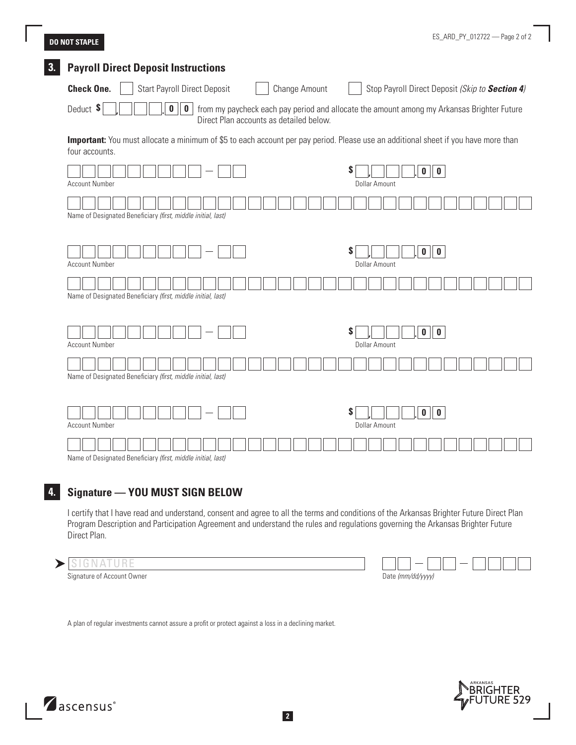**DO NOT STAPLE**

## 3. Payroll Direct Deposit Instructions

**Check One.** ☐ Start Payroll Direct Deposit ☐ Change Amount ☐ Stop Payroll Direct Deposit *(Skip to **Section 4**)*

Deduct $ ___,___ .00 from my paycheck each pay period and allocate the amount among my Arkansas Brighter Future Direct Plan accounts as detailed below.

**Important:** You must allocate a minimum of $5 to each account per pay period. Please use an additional sheet if you have more than four accounts.

Account Number ______________ – ____ Dollar Amount $ ___,___ .00

Name of Designated Beneficiary *(first, middle initial, last)* ________________________________

Account Number ______________ – ____ Dollar Amount $ ___,___ .00

Name of Designated Beneficiary *(first, middle initial, last)* ________________________________

Account Number ______________ – ____ Dollar Amount $ ___,___ .00

Name of Designated Beneficiary *(first, middle initial, last)* ________________________________

Account Number ______________ – ____ Dollar Amount $ ___,___ .00

Name of Designated Beneficiary *(first, middle initial, last)* ________________________________

## 4. Signature — YOU MUST SIGN BELOW

I certify that I have read and understand, consent and agree to all the terms and conditions of the Arkansas Brighter Future Direct Plan Program Description and Participation Agreement and understand the rules and regulations governing the Arkansas Brighter Future Direct Plan.

➤ SIGNATURE ________________________________ Date *(mm/dd/yyyy)* ___ – ___ – _____

Signature of Account Owner

A plan of regular investments cannot assure a profit or protect against a loss in a declining market.

ascensus®

ARKANSAS BRIGHTER FUTURE 529